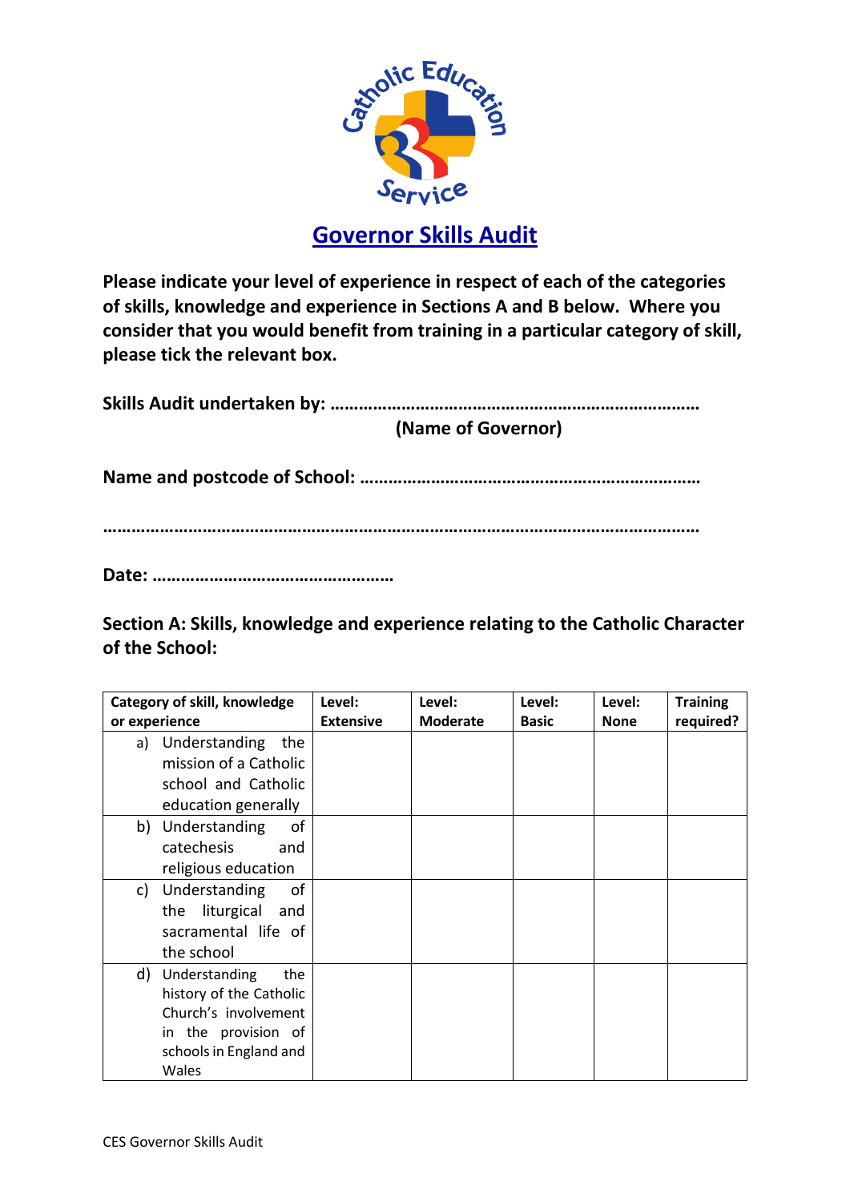# Governor Skills Audit

**Please indicate your level of experience in respect of each of the categories of skills, knowledge and experience in Sections A and B below. Where you consider that you would benefit from training in a particular category of skill, please tick the relevant box.**

**Skills Audit undertaken by: ………………………………………………………………….**
**(Name of Governor)**

**Name and postcode of School: ……………………………………………………………**

**…………………………………………………………………………………………………………**

**Date: …………………………………………**

## Section A: Skills, knowledge and experience relating to the Catholic Character of the School:

| Category of skill, knowledge or experience | Level: Extensive | Level: Moderate | Level: Basic | Level: None | Training required? |
|---|---|---|---|---|---|
| a) Understanding the mission of a Catholic school and Catholic education generally | | | | | |
| b) Understanding of catechesis and religious education | | | | | |
| c) Understanding of the liturgical and sacramental life of the school | | | | | |
| d) Understanding the history of the Catholic Church's involvement in the provision of schools in England and Wales | | | | | |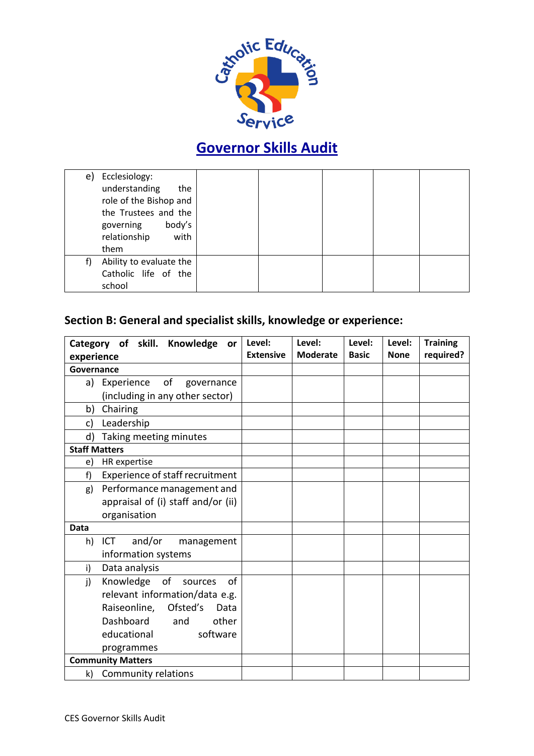# Governor Skills Audit

| | | | | | |
|---|---|---|---|---|---|
| e) Ecclesiology: understanding the role of the Bishop and the Trustees and the governing body's relationship with them | | | | | |
| f) Ability to evaluate the Catholic life of the school | | | | | |

## Section B: General and specialist skills, knowledge or experience:

| Category of skill. Knowledge or experience | Level: Extensive | Level: Moderate | Level: Basic | Level: None | Training required? |
|---|---|---|---|---|---|
| **Governance** | | | | | |
| a) Experience of governance (including in any other sector) | | | | | |
| b) Chairing | | | | | |
| c) Leadership | | | | | |
| d) Taking meeting minutes | | | | | |
| **Staff Matters** | | | | | |
| e) HR expertise | | | | | |
| f) Experience of staff recruitment | | | | | |
| g) Performance management and appraisal of (i) staff and/or (ii) organisation | | | | | |
| **Data** | | | | | |
| h) ICT and/or management information systems | | | | | |
| i) Data analysis | | | | | |
| j) Knowledge of sources of relevant information/data e.g. Raiseonline, Ofsted's Data Dashboard and other educational software programmes | | | | | |
| **Community Matters** | | | | | |
| k) Community relations | | | | | |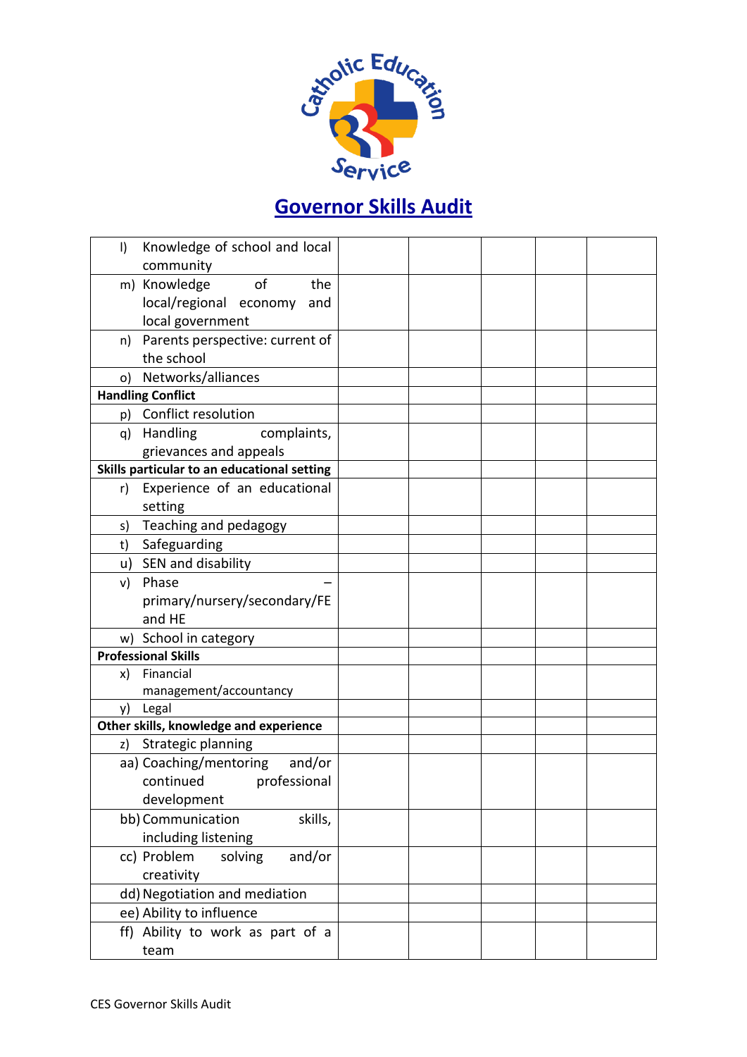# Governor Skills Audit

| | | | | | |
|---|---|---|---|---|---|
| l) Knowledge of school and local community | | | | | |
| m) Knowledge of the local/regional economy and local government | | | | | |
| n) Parents perspective: current of the school | | | | | |
| o) Networks/alliances | | | | | |
| **Handling Conflict** | | | | | |
| p) Conflict resolution | | | | | |
| q) Handling complaints, grievances and appeals | | | | | |
| **Skills particular to an educational setting** | | | | | |
| r) Experience of an educational setting | | | | | |
| s) Teaching and pedagogy | | | | | |
| t) Safeguarding | | | | | |
| u) SEN and disability | | | | | |
| v) Phase – primary/nursery/secondary/FE and HE | | | | | |
| w) School in category | | | | | |
| **Professional Skills** | | | | | |
| x) Financial management/accountancy | | | | | |
| y) Legal | | | | | |
| **Other skills, knowledge and experience** | | | | | |
| z) Strategic planning | | | | | |
| aa) Coaching/mentoring and/or continued professional development | | | | | |
| bb) Communication skills, including listening | | | | | |
| cc) Problem solving and/or creativity | | | | | |
| dd) Negotiation and mediation | | | | | |
| ee) Ability to influence | | | | | |
| ff) Ability to work as part of a team | | | | | |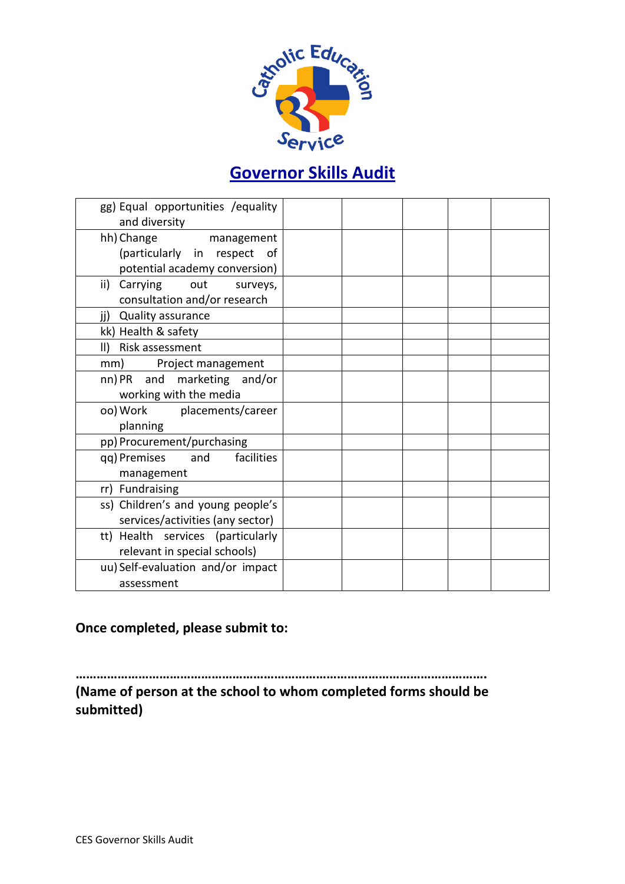# Governor Skills Audit

| | | | | | |
|---|---|---|---|---|---|
| gg) Equal opportunities /equality and diversity | | | | | |
| hh) Change management (particularly in respect of potential academy conversion) | | | | | |
| ii) Carrying out surveys, consultation and/or research | | | | | |
| jj) Quality assurance | | | | | |
| kk) Health & safety | | | | | |
| ll) Risk assessment | | | | | |
| mm) Project management | | | | | |
| nn) PR and marketing and/or working with the media | | | | | |
| oo) Work placements/career planning | | | | | |
| pp) Procurement/purchasing | | | | | |
| qq) Premises and facilities management | | | | | |
| rr) Fundraising | | | | | |
| ss) Children's and young people's services/activities (any sector) | | | | | |
| tt) Health services (particularly relevant in special schools) | | | | | |
| uu) Self-evaluation and/or impact assessment | | | | | |

**Once completed, please submit to:**

**……………………………………………………………………………………………………….**
**(Name of person at the school to whom completed forms should be submitted)**